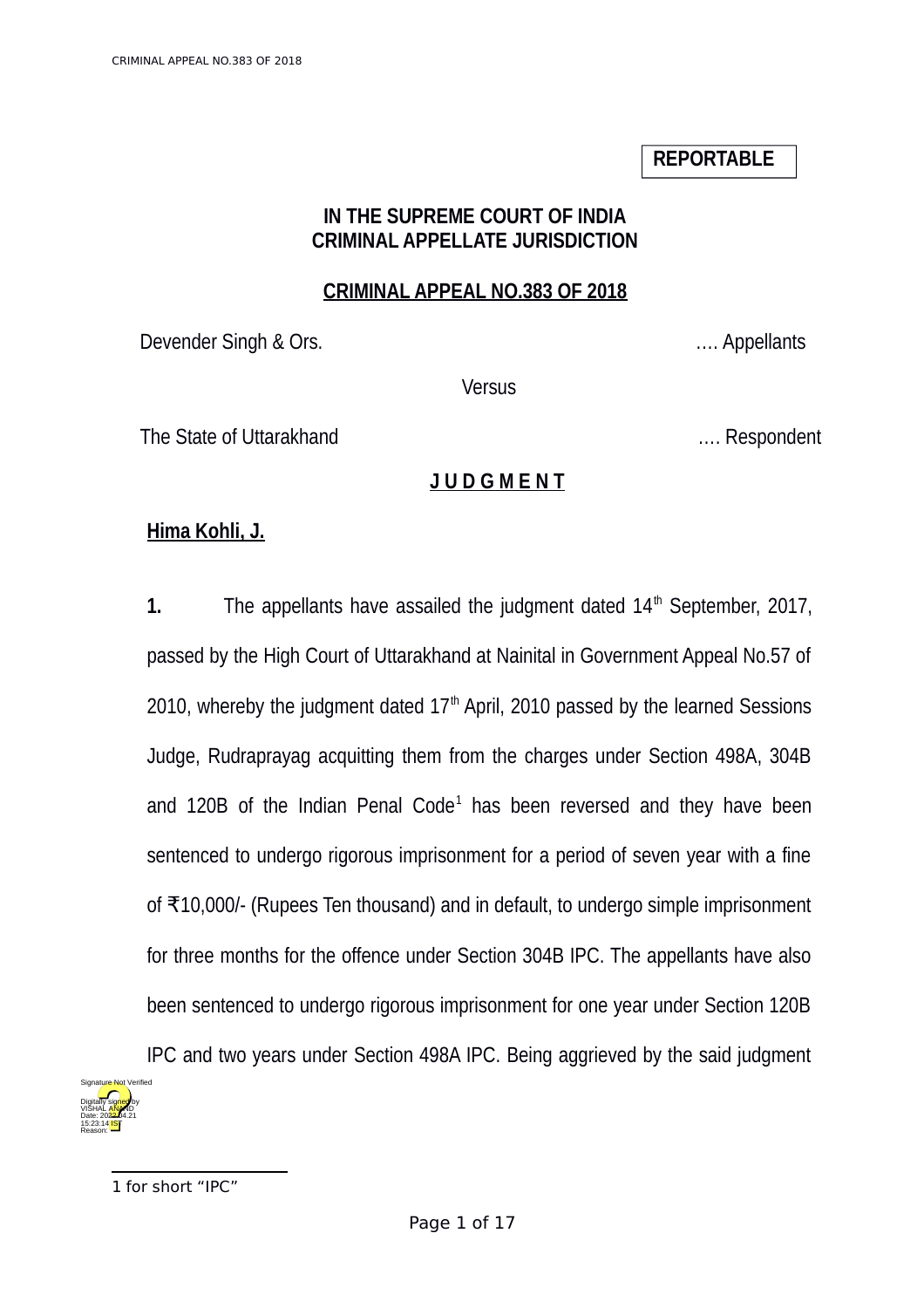**REPORTABLE**

**IN THE SUPREME COURT OF INDIA**
**CRIMINAL APPELLATE JURISDICTION**

**CRIMINAL APPEAL NO.383 OF 2018**

Devender Singh & Ors. …. Appellants

Versus

The State of Uttarakhand …. Respondent

**J U D G M E N T**

**Hima Kohli, J.**

**1.** The appellants have assailed the judgment dated 14th September, 2017, passed by the High Court of Uttarakhand at Nainital in Government Appeal No.57 of 2010, whereby the judgment dated 17th April, 2010 passed by the learned Sessions Judge, Rudraprayag acquitting them from the charges under Section 498A, 304B and 120B of the Indian Penal Code[1] has been reversed and they have been sentenced to undergo rigorous imprisonment for a period of seven year with a fine of ₹10,000/- (Rupees Ten thousand) and in default, to undergo simple imprisonment for three months for the offence under Section 304B IPC. The appellants have also been sentenced to undergo rigorous imprisonment for one year under Section 120B IPC and two years under Section 498A IPC. Being aggrieved by the said judgment

Signature Not Verified
Digitally signed by VISHAL ANAND
Date: 2022.04.21 15:23:14 IST
Reason:

1 for short "IPC"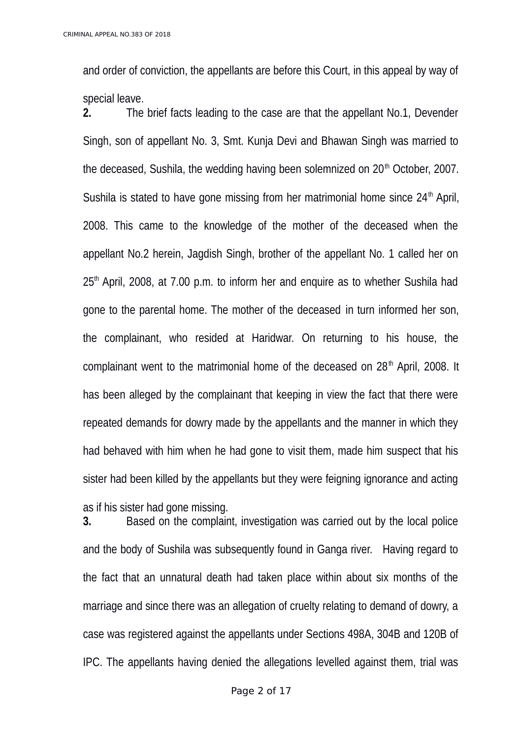and order of conviction, the appellants are before this Court, in this appeal by way of special leave.

**2.** The brief facts leading to the case are that the appellant No.1, Devender Singh, son of appellant No. 3, Smt. Kunja Devi and Bhawan Singh was married to the deceased, Sushila, the wedding having been solemnized on 20th October, 2007. Sushila is stated to have gone missing from her matrimonial home since 24th April, 2008. This came to the knowledge of the mother of the deceased when the appellant No.2 herein, Jagdish Singh, brother of the appellant No. 1 called her on 25th April, 2008, at 7.00 p.m. to inform her and enquire as to whether Sushila had gone to the parental home. The mother of the deceased in turn informed her son, the complainant, who resided at Haridwar. On returning to his house, the complainant went to the matrimonial home of the deceased on 28th April, 2008. It has been alleged by the complainant that keeping in view the fact that there were repeated demands for dowry made by the appellants and the manner in which they had behaved with him when he had gone to visit them, made him suspect that his sister had been killed by the appellants but they were feigning ignorance and acting as if his sister had gone missing.

**3.** Based on the complaint, investigation was carried out by the local police and the body of Sushila was subsequently found in Ganga river. Having regard to the fact that an unnatural death had taken place within about six months of the marriage and since there was an allegation of cruelty relating to demand of dowry, a case was registered against the appellants under Sections 498A, 304B and 120B of IPC. The appellants having denied the allegations levelled against them, trial was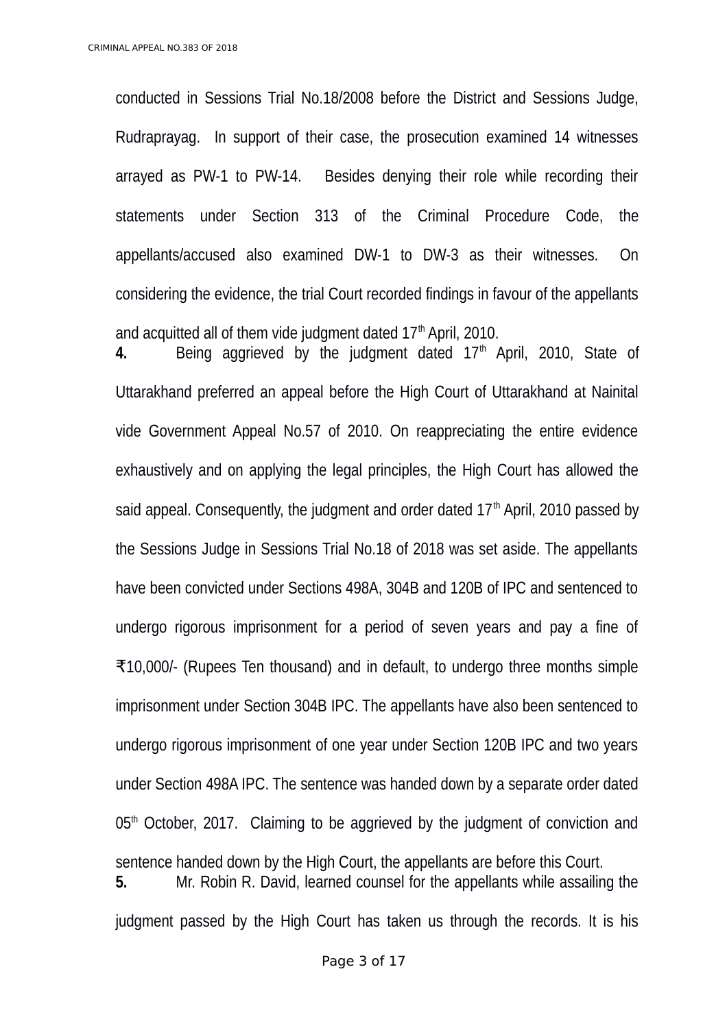conducted in Sessions Trial No.18/2008 before the District and Sessions Judge, Rudraprayag. In support of their case, the prosecution examined 14 witnesses arrayed as PW-1 to PW-14. Besides denying their role while recording their statements under Section 313 of the Criminal Procedure Code, the appellants/accused also examined DW-1 to DW-3 as their witnesses. On considering the evidence, the trial Court recorded findings in favour of the appellants and acquitted all of them vide judgment dated 17th April, 2010.

**4.** Being aggrieved by the judgment dated 17th April, 2010, State of Uttarakhand preferred an appeal before the High Court of Uttarakhand at Nainital vide Government Appeal No.57 of 2010. On reappreciating the entire evidence exhaustively and on applying the legal principles, the High Court has allowed the said appeal. Consequently, the judgment and order dated 17th April, 2010 passed by the Sessions Judge in Sessions Trial No.18 of 2018 was set aside. The appellants have been convicted under Sections 498A, 304B and 120B of IPC and sentenced to undergo rigorous imprisonment for a period of seven years and pay a fine of ₹10,000/- (Rupees Ten thousand) and in default, to undergo three months simple imprisonment under Section 304B IPC. The appellants have also been sentenced to undergo rigorous imprisonment of one year under Section 120B IPC and two years under Section 498A IPC. The sentence was handed down by a separate order dated 05th October, 2017. Claiming to be aggrieved by the judgment of conviction and sentence handed down by the High Court, the appellants are before this Court.

**5.** Mr. Robin R. David, learned counsel for the appellants while assailing the judgment passed by the High Court has taken us through the records. It is his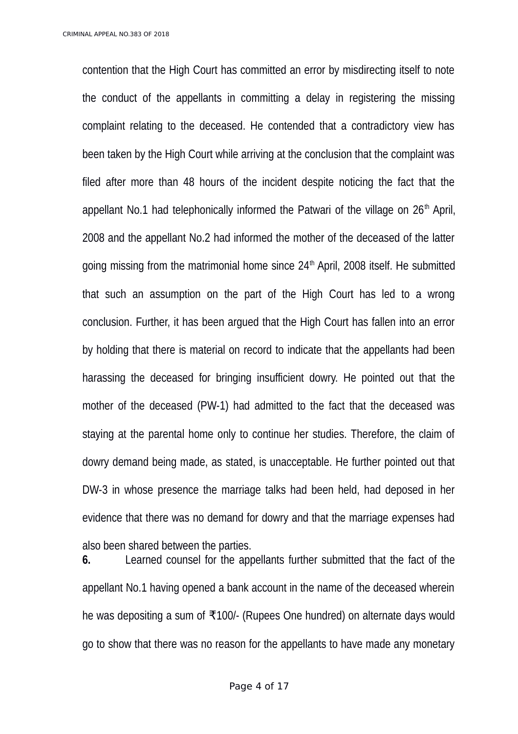contention that the High Court has committed an error by misdirecting itself to note the conduct of the appellants in committing a delay in registering the missing complaint relating to the deceased. He contended that a contradictory view has been taken by the High Court while arriving at the conclusion that the complaint was filed after more than 48 hours of the incident despite noticing the fact that the appellant No.1 had telephonically informed the Patwari of the village on 26th April, 2008 and the appellant No.2 had informed the mother of the deceased of the latter going missing from the matrimonial home since 24th April, 2008 itself. He submitted that such an assumption on the part of the High Court has led to a wrong conclusion. Further, it has been argued that the High Court has fallen into an error by holding that there is material on record to indicate that the appellants had been harassing the deceased for bringing insufficient dowry. He pointed out that the mother of the deceased (PW-1) had admitted to the fact that the deceased was staying at the parental home only to continue her studies. Therefore, the claim of dowry demand being made, as stated, is unacceptable. He further pointed out that DW-3 in whose presence the marriage talks had been held, had deposed in her evidence that there was no demand for dowry and that the marriage expenses had also been shared between the parties.

**6.** Learned counsel for the appellants further submitted that the fact of the appellant No.1 having opened a bank account in the name of the deceased wherein he was depositing a sum of ₹100/- (Rupees One hundred) on alternate days would go to show that there was no reason for the appellants to have made any monetary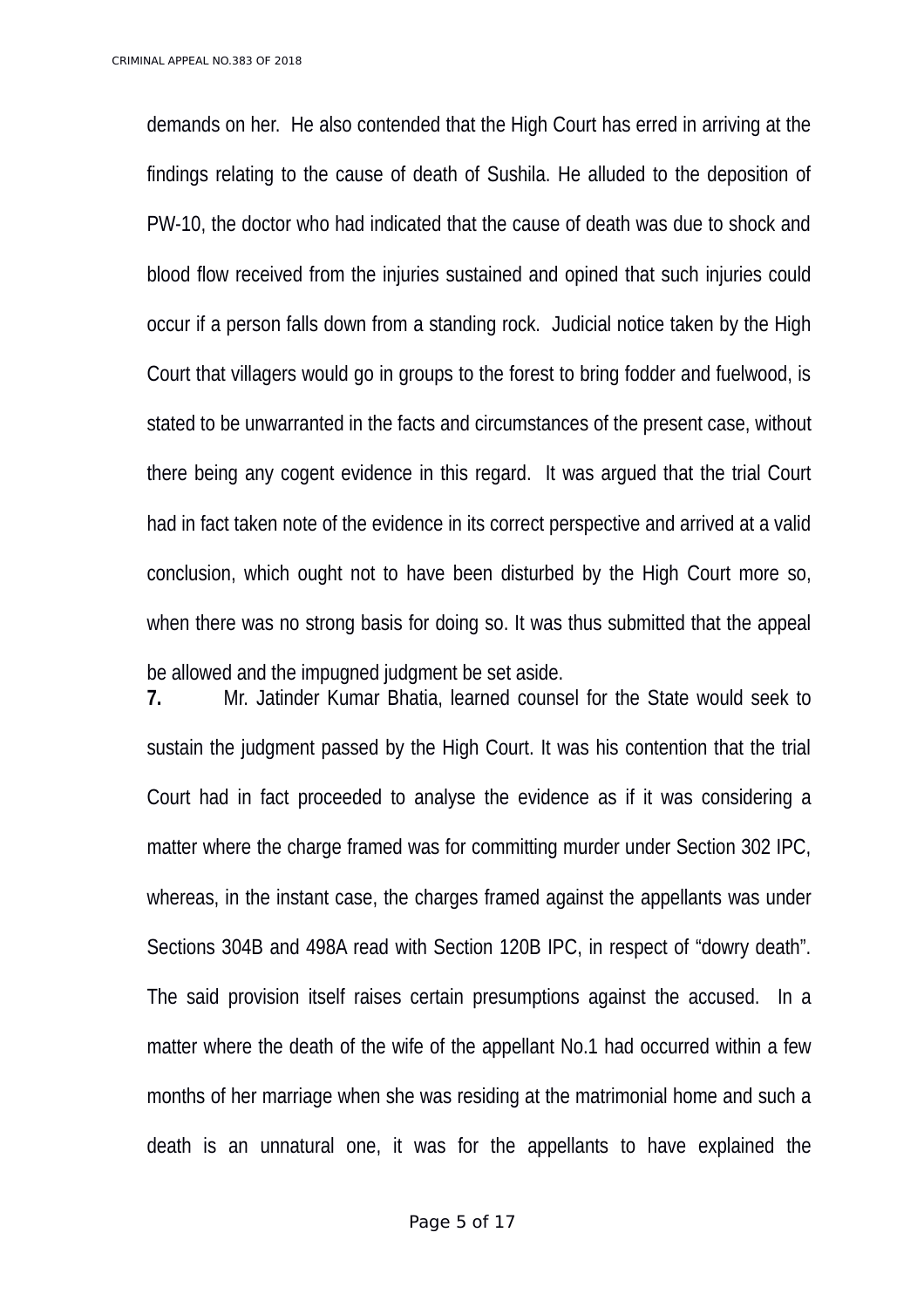demands on her. He also contended that the High Court has erred in arriving at the findings relating to the cause of death of Sushila. He alluded to the deposition of PW-10, the doctor who had indicated that the cause of death was due to shock and blood flow received from the injuries sustained and opined that such injuries could occur if a person falls down from a standing rock. Judicial notice taken by the High Court that villagers would go in groups to the forest to bring fodder and fuelwood, is stated to be unwarranted in the facts and circumstances of the present case, without there being any cogent evidence in this regard. It was argued that the trial Court had in fact taken note of the evidence in its correct perspective and arrived at a valid conclusion, which ought not to have been disturbed by the High Court more so, when there was no strong basis for doing so. It was thus submitted that the appeal be allowed and the impugned judgment be set aside.

**7.** Mr. Jatinder Kumar Bhatia, learned counsel for the State would seek to sustain the judgment passed by the High Court. It was his contention that the trial Court had in fact proceeded to analyse the evidence as if it was considering a matter where the charge framed was for committing murder under Section 302 IPC, whereas, in the instant case, the charges framed against the appellants was under Sections 304B and 498A read with Section 120B IPC, in respect of "dowry death". The said provision itself raises certain presumptions against the accused. In a matter where the death of the wife of the appellant No.1 had occurred within a few months of her marriage when she was residing at the matrimonial home and such a death is an unnatural one, it was for the appellants to have explained the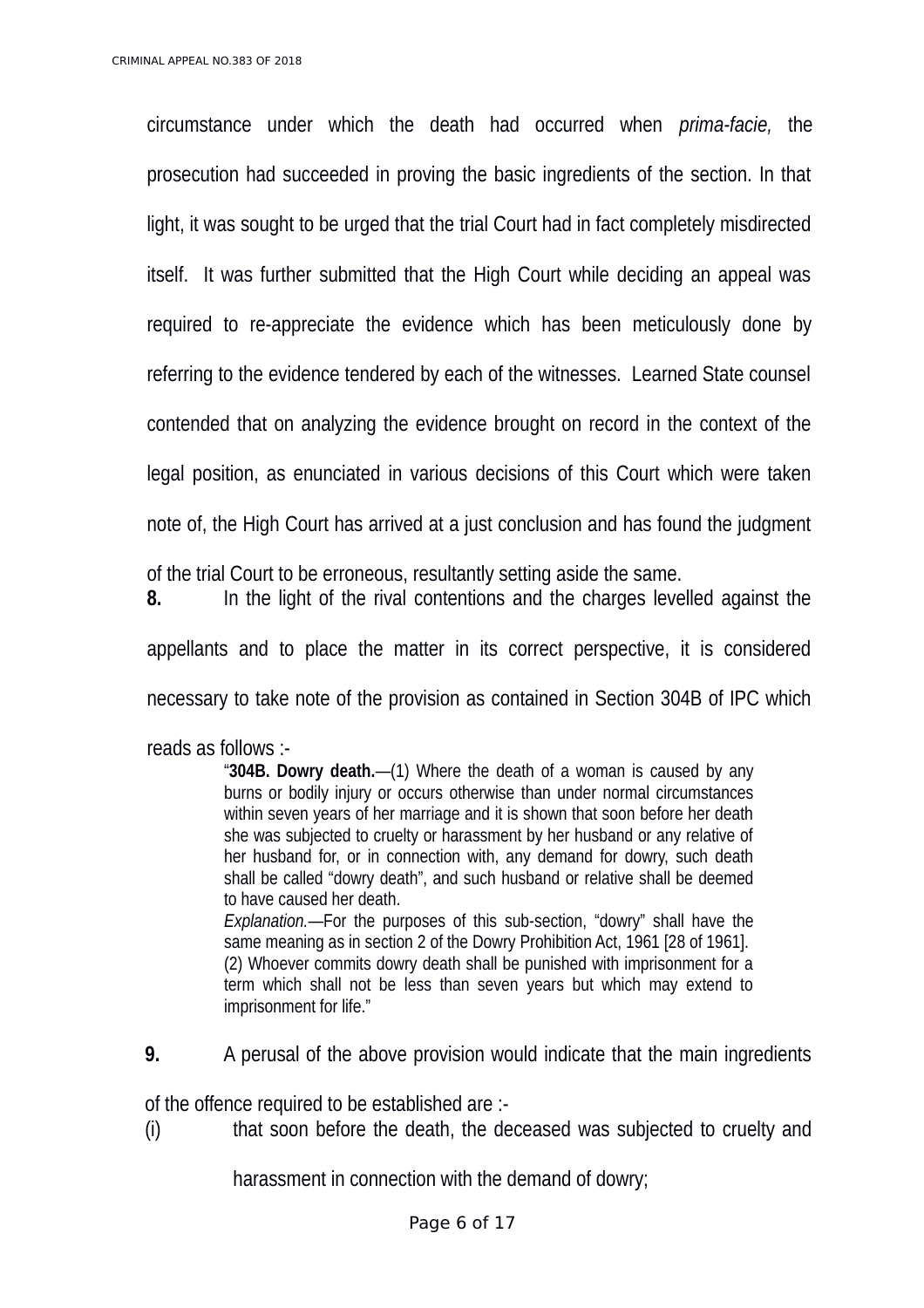circumstance under which the death had occurred when *prima-facie,* the prosecution had succeeded in proving the basic ingredients of the section. In that light, it was sought to be urged that the trial Court had in fact completely misdirected itself. It was further submitted that the High Court while deciding an appeal was required to re-appreciate the evidence which has been meticulously done by referring to the evidence tendered by each of the witnesses. Learned State counsel contended that on analyzing the evidence brought on record in the context of the legal position, as enunciated in various decisions of this Court which were taken note of, the High Court has arrived at a just conclusion and has found the judgment of the trial Court to be erroneous, resultantly setting aside the same.

**8.** In the light of the rival contentions and the charges levelled against the appellants and to place the matter in its correct perspective, it is considered necessary to take note of the provision as contained in Section 304B of IPC which reads as follows :-

> "**304B. Dowry death.**—(1) Where the death of a woman is caused by any burns or bodily injury or occurs otherwise than under normal circumstances within seven years of her marriage and it is shown that soon before her death she was subjected to cruelty or harassment by her husband or any relative of her husband for, or in connection with, any demand for dowry, such death shall be called "dowry death", and such husband or relative shall be deemed to have caused her death.
>
> *Explanation.*—For the purposes of this sub-section, "dowry" shall have the same meaning as in section 2 of the Dowry Prohibition Act, 1961 [28 of 1961].
>
> (2) Whoever commits dowry death shall be punished with imprisonment for a term which shall not be less than seven years but which may extend to imprisonment for life."

**9.** A perusal of the above provision would indicate that the main ingredients of the offence required to be established are :-

(i) that soon before the death, the deceased was subjected to cruelty and harassment in connection with the demand of dowry;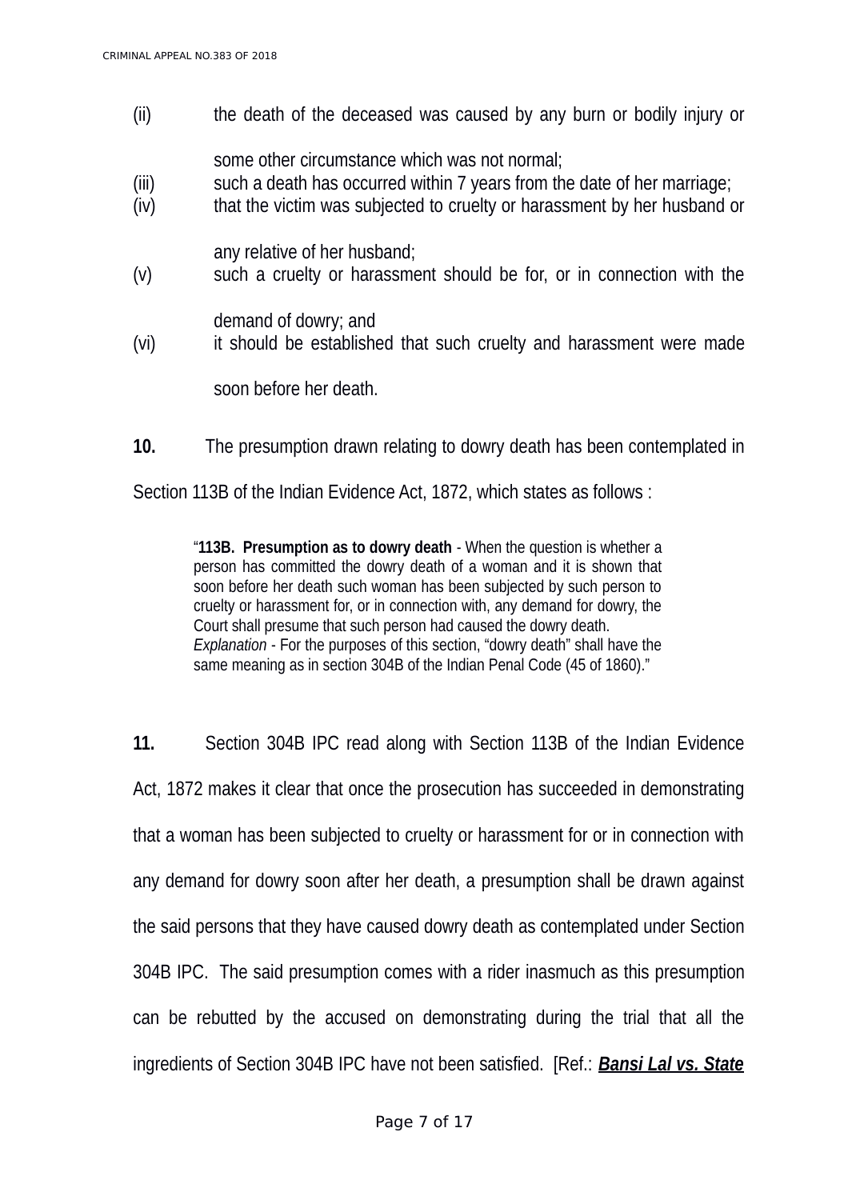(ii) the death of the deceased was caused by any burn or bodily injury or some other circumstance which was not normal;

(iii) such a death has occurred within 7 years from the date of her marriage;

(iv) that the victim was subjected to cruelty or harassment by her husband or any relative of her husband;

(v) such a cruelty or harassment should be for, or in connection with the demand of dowry; and

(vi) it should be established that such cruelty and harassment were made soon before her death.

**10.** The presumption drawn relating to dowry death has been contemplated in Section 113B of the Indian Evidence Act, 1872, which states as follows :

> "**113B. Presumption as to dowry death** - When the question is whether a person has committed the dowry death of a woman and it is shown that soon before her death such woman has been subjected by such person to cruelty or harassment for, or in connection with, any demand for dowry, the Court shall presume that such person had caused the dowry death.
> *Explanation* - For the purposes of this section, "dowry death" shall have the same meaning as in section 304B of the Indian Penal Code (45 of 1860)."

**11.** Section 304B IPC read along with Section 113B of the Indian Evidence Act, 1872 makes it clear that once the prosecution has succeeded in demonstrating that a woman has been subjected to cruelty or harassment for or in connection with any demand for dowry soon after her death, a presumption shall be drawn against the said persons that they have caused dowry death as contemplated under Section 304B IPC. The said presumption comes with a rider inasmuch as this presumption can be rebutted by the accused on demonstrating during the trial that all the ingredients of Section 304B IPC have not been satisfied. [Ref.: ***Bansi Lal vs. State***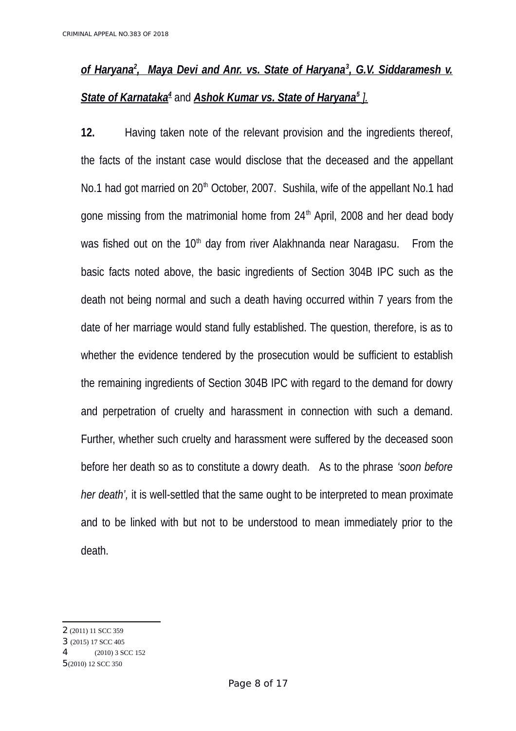***of Haryana*[2], *Maya Devi and Anr. vs. State of Haryana*[3], *G.V. Siddaramesh v. State of Karnataka*[4]** and ***Ashok Kumar vs. State of Haryana*[5]** *].*

**12.** Having taken note of the relevant provision and the ingredients thereof, the facts of the instant case would disclose that the deceased and the appellant No.1 had got married on 20th October, 2007. Sushila, wife of the appellant No.1 had gone missing from the matrimonial home from 24th April, 2008 and her dead body was fished out on the 10th day from river Alakhnanda near Naragasu. From the basic facts noted above, the basic ingredients of Section 304B IPC such as the death not being normal and such a death having occurred within 7 years from the date of her marriage would stand fully established. The question, therefore, is as to whether the evidence tendered by the prosecution would be sufficient to establish the remaining ingredients of Section 304B IPC with regard to the demand for dowry and perpetration of cruelty and harassment in connection with such a demand. Further, whether such cruelty and harassment were suffered by the deceased soon before her death so as to constitute a dowry death. As to the phrase *'soon before her death',* it is well-settled that the same ought to be interpreted to mean proximate and to be linked with but not to be understood to mean immediately prior to the death.

---

2 (2011) 11 SCC 359
3 (2015) 17 SCC 405
4 (2010) 3 SCC 152
5 (2010) 12 SCC 350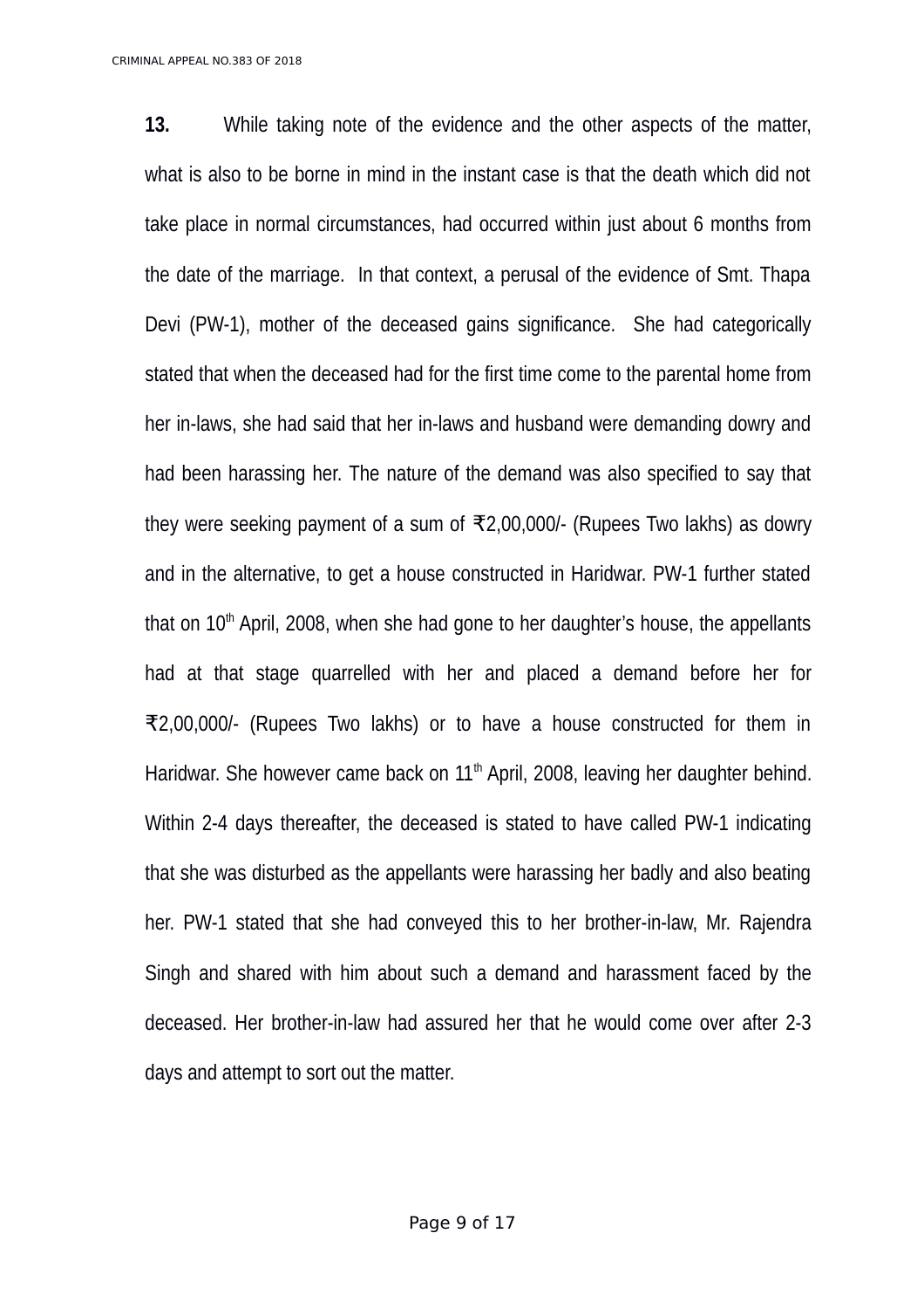**13.** While taking note of the evidence and the other aspects of the matter, what is also to be borne in mind in the instant case is that the death which did not take place in normal circumstances, had occurred within just about 6 months from the date of the marriage. In that context, a perusal of the evidence of Smt. Thapa Devi (PW-1), mother of the deceased gains significance. She had categorically stated that when the deceased had for the first time come to the parental home from her in-laws, she had said that her in-laws and husband were demanding dowry and had been harassing her. The nature of the demand was also specified to say that they were seeking payment of a sum of ₹2,00,000/- (Rupees Two lakhs) as dowry and in the alternative, to get a house constructed in Haridwar. PW-1 further stated that on 10th April, 2008, when she had gone to her daughter's house, the appellants had at that stage quarrelled with her and placed a demand before her for ₹2,00,000/- (Rupees Two lakhs) or to have a house constructed for them in Haridwar. She however came back on 11th April, 2008, leaving her daughter behind. Within 2-4 days thereafter, the deceased is stated to have called PW-1 indicating that she was disturbed as the appellants were harassing her badly and also beating her. PW-1 stated that she had conveyed this to her brother-in-law, Mr. Rajendra Singh and shared with him about such a demand and harassment faced by the deceased. Her brother-in-law had assured her that he would come over after 2-3 days and attempt to sort out the matter.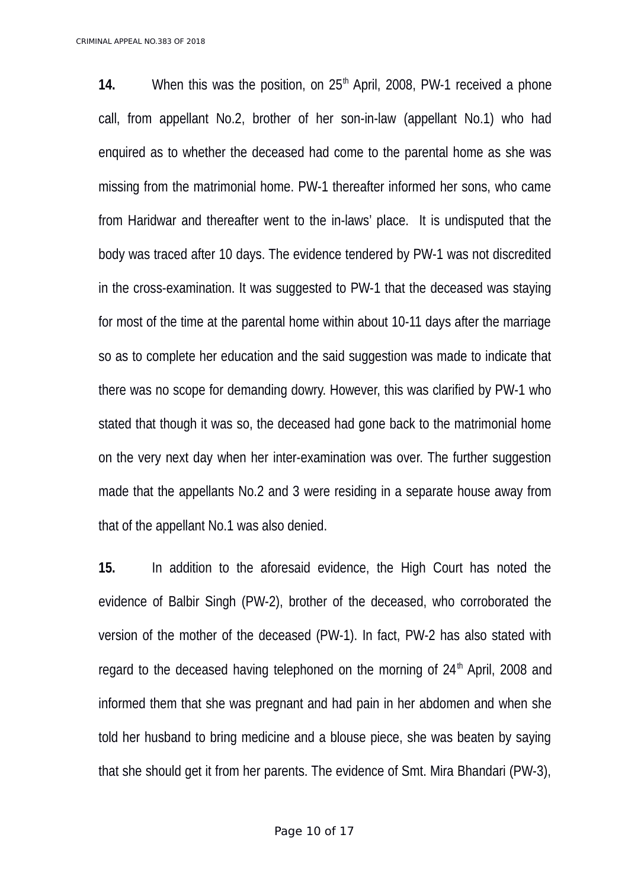**14.** When this was the position, on 25th April, 2008, PW-1 received a phone call, from appellant No.2, brother of her son-in-law (appellant No.1) who had enquired as to whether the deceased had come to the parental home as she was missing from the matrimonial home. PW-1 thereafter informed her sons, who came from Haridwar and thereafter went to the in-laws' place. It is undisputed that the body was traced after 10 days. The evidence tendered by PW-1 was not discredited in the cross-examination. It was suggested to PW-1 that the deceased was staying for most of the time at the parental home within about 10-11 days after the marriage so as to complete her education and the said suggestion was made to indicate that there was no scope for demanding dowry. However, this was clarified by PW-1 who stated that though it was so, the deceased had gone back to the matrimonial home on the very next day when her inter-examination was over. The further suggestion made that the appellants No.2 and 3 were residing in a separate house away from that of the appellant No.1 was also denied.

**15.** In addition to the aforesaid evidence, the High Court has noted the evidence of Balbir Singh (PW-2), brother of the deceased, who corroborated the version of the mother of the deceased (PW-1). In fact, PW-2 has also stated with regard to the deceased having telephoned on the morning of 24th April, 2008 and informed them that she was pregnant and had pain in her abdomen and when she told her husband to bring medicine and a blouse piece, she was beaten by saying that she should get it from her parents. The evidence of Smt. Mira Bhandari (PW-3),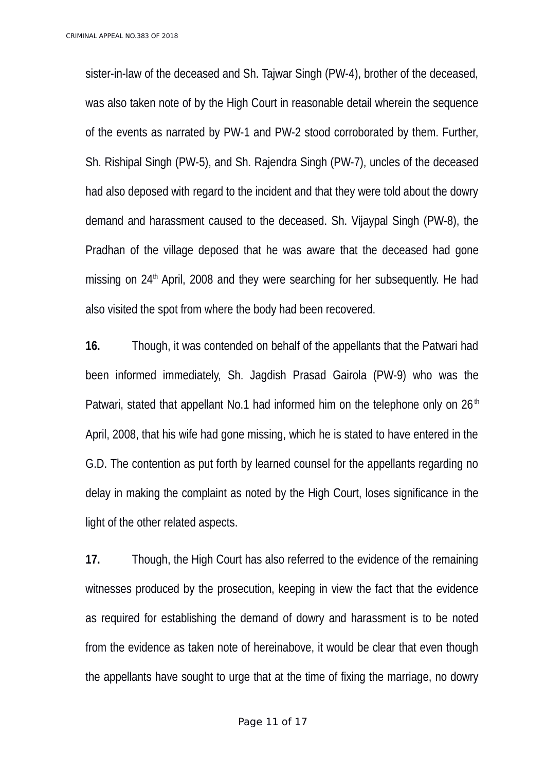sister-in-law of the deceased and Sh. Tajwar Singh (PW-4), brother of the deceased, was also taken note of by the High Court in reasonable detail wherein the sequence of the events as narrated by PW-1 and PW-2 stood corroborated by them. Further, Sh. Rishipal Singh (PW-5), and Sh. Rajendra Singh (PW-7), uncles of the deceased had also deposed with regard to the incident and that they were told about the dowry demand and harassment caused to the deceased. Sh. Vijaypal Singh (PW-8), the Pradhan of the village deposed that he was aware that the deceased had gone missing on 24th April, 2008 and they were searching for her subsequently. He had also visited the spot from where the body had been recovered.

**16.** Though, it was contended on behalf of the appellants that the Patwari had been informed immediately, Sh. Jagdish Prasad Gairola (PW-9) who was the Patwari, stated that appellant No.1 had informed him on the telephone only on 26th April, 2008, that his wife had gone missing, which he is stated to have entered in the G.D. The contention as put forth by learned counsel for the appellants regarding no delay in making the complaint as noted by the High Court, loses significance in the light of the other related aspects.

**17.** Though, the High Court has also referred to the evidence of the remaining witnesses produced by the prosecution, keeping in view the fact that the evidence as required for establishing the demand of dowry and harassment is to be noted from the evidence as taken note of hereinabove, it would be clear that even though the appellants have sought to urge that at the time of fixing the marriage, no dowry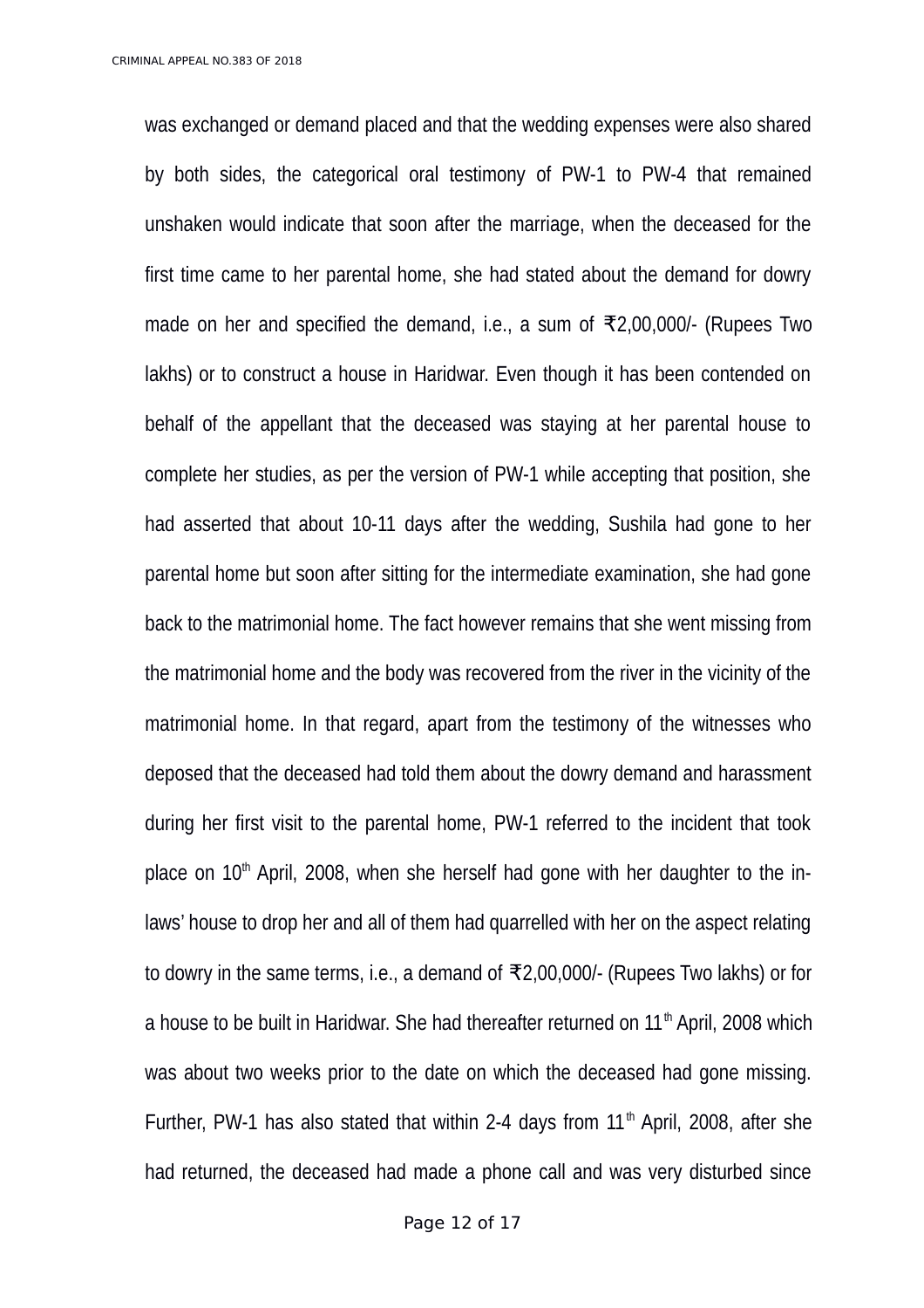was exchanged or demand placed and that the wedding expenses were also shared by both sides, the categorical oral testimony of PW-1 to PW-4 that remained unshaken would indicate that soon after the marriage, when the deceased for the first time came to her parental home, she had stated about the demand for dowry made on her and specified the demand, i.e., a sum of ₹2,00,000/- (Rupees Two lakhs) or to construct a house in Haridwar. Even though it has been contended on behalf of the appellant that the deceased was staying at her parental house to complete her studies, as per the version of PW-1 while accepting that position, she had asserted that about 10-11 days after the wedding, Sushila had gone to her parental home but soon after sitting for the intermediate examination, she had gone back to the matrimonial home. The fact however remains that she went missing from the matrimonial home and the body was recovered from the river in the vicinity of the matrimonial home. In that regard, apart from the testimony of the witnesses who deposed that the deceased had told them about the dowry demand and harassment during her first visit to the parental home, PW-1 referred to the incident that took place on 10th April, 2008, when she herself had gone with her daughter to the in-laws' house to drop her and all of them had quarrelled with her on the aspect relating to dowry in the same terms, i.e., a demand of ₹2,00,000/- (Rupees Two lakhs) or for a house to be built in Haridwar. She had thereafter returned on 11th April, 2008 which was about two weeks prior to the date on which the deceased had gone missing. Further, PW-1 has also stated that within 2-4 days from 11th April, 2008, after she had returned, the deceased had made a phone call and was very disturbed since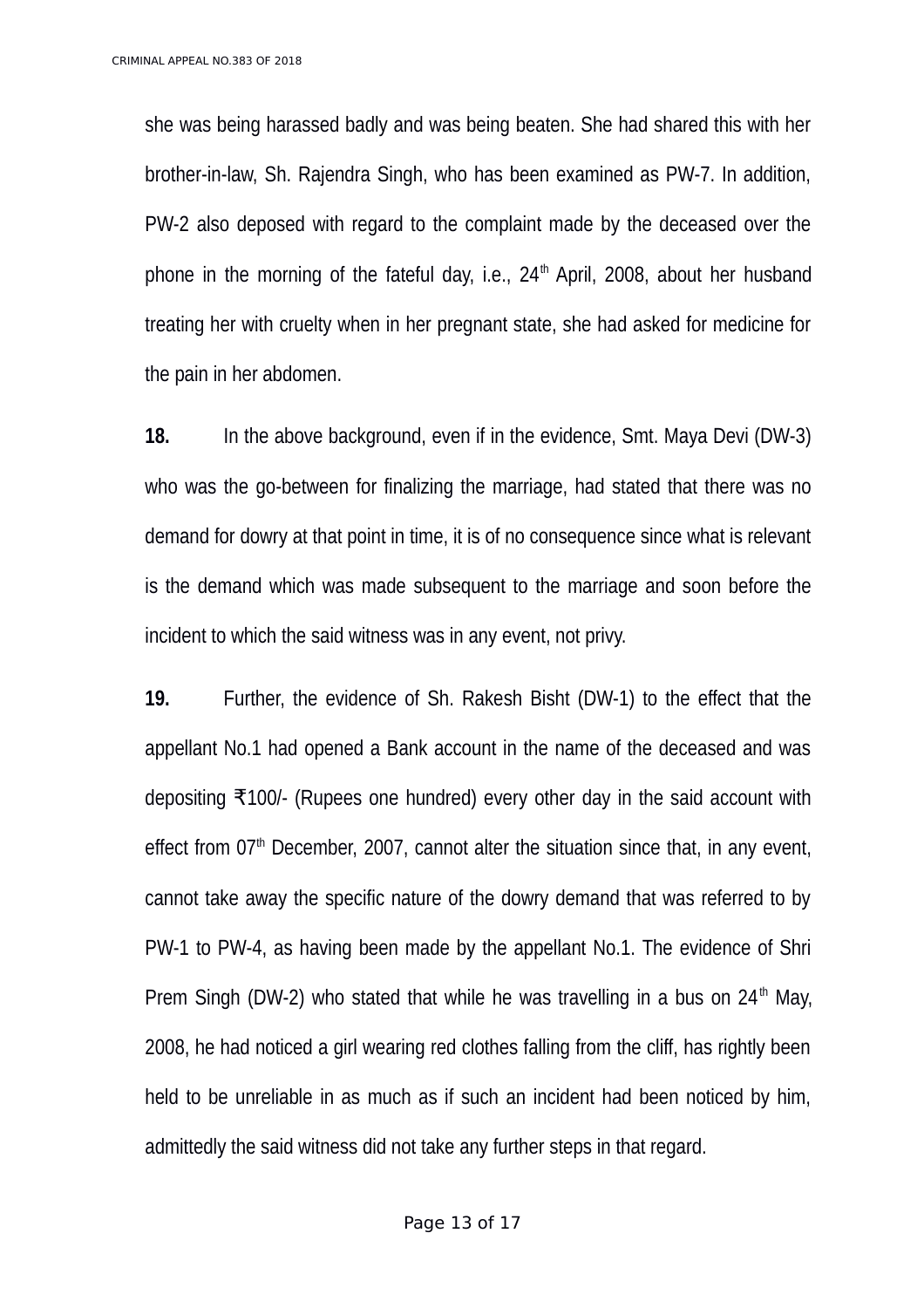she was being harassed badly and was being beaten. She had shared this with her brother-in-law, Sh. Rajendra Singh, who has been examined as PW-7. In addition, PW-2 also deposed with regard to the complaint made by the deceased over the phone in the morning of the fateful day, i.e., 24th April, 2008, about her husband treating her with cruelty when in her pregnant state, she had asked for medicine for the pain in her abdomen.

**18.** In the above background, even if in the evidence, Smt. Maya Devi (DW-3) who was the go-between for finalizing the marriage, had stated that there was no demand for dowry at that point in time, it is of no consequence since what is relevant is the demand which was made subsequent to the marriage and soon before the incident to which the said witness was in any event, not privy.

**19.** Further, the evidence of Sh. Rakesh Bisht (DW-1) to the effect that the appellant No.1 had opened a Bank account in the name of the deceased and was depositing ₹100/- (Rupees one hundred) every other day in the said account with effect from 07th December, 2007, cannot alter the situation since that, in any event, cannot take away the specific nature of the dowry demand that was referred to by PW-1 to PW-4, as having been made by the appellant No.1. The evidence of Shri Prem Singh (DW-2) who stated that while he was travelling in a bus on 24th May, 2008, he had noticed a girl wearing red clothes falling from the cliff, has rightly been held to be unreliable in as much as if such an incident had been noticed by him, admittedly the said witness did not take any further steps in that regard.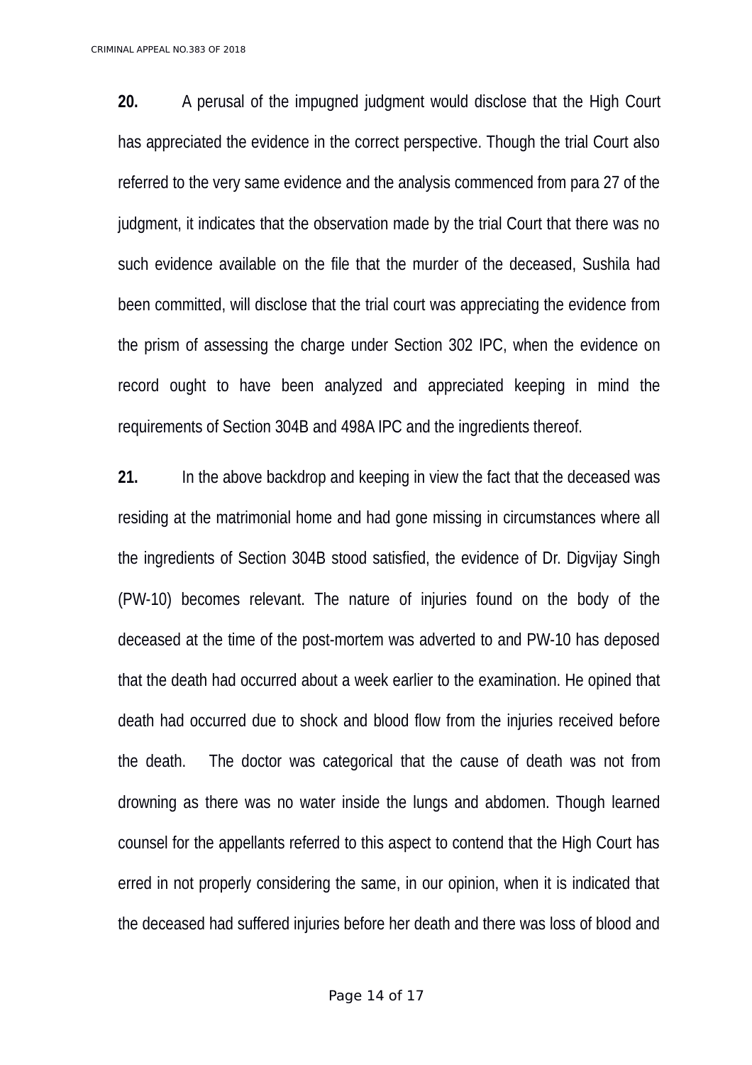**20.** A perusal of the impugned judgment would disclose that the High Court has appreciated the evidence in the correct perspective. Though the trial Court also referred to the very same evidence and the analysis commenced from para 27 of the judgment, it indicates that the observation made by the trial Court that there was no such evidence available on the file that the murder of the deceased, Sushila had been committed, will disclose that the trial court was appreciating the evidence from the prism of assessing the charge under Section 302 IPC, when the evidence on record ought to have been analyzed and appreciated keeping in mind the requirements of Section 304B and 498A IPC and the ingredients thereof.

**21.** In the above backdrop and keeping in view the fact that the deceased was residing at the matrimonial home and had gone missing in circumstances where all the ingredients of Section 304B stood satisfied, the evidence of Dr. Digvijay Singh (PW-10) becomes relevant. The nature of injuries found on the body of the deceased at the time of the post-mortem was adverted to and PW-10 has deposed that the death had occurred about a week earlier to the examination. He opined that death had occurred due to shock and blood flow from the injuries received before the death. The doctor was categorical that the cause of death was not from drowning as there was no water inside the lungs and abdomen. Though learned counsel for the appellants referred to this aspect to contend that the High Court has erred in not properly considering the same, in our opinion, when it is indicated that the deceased had suffered injuries before her death and there was loss of blood and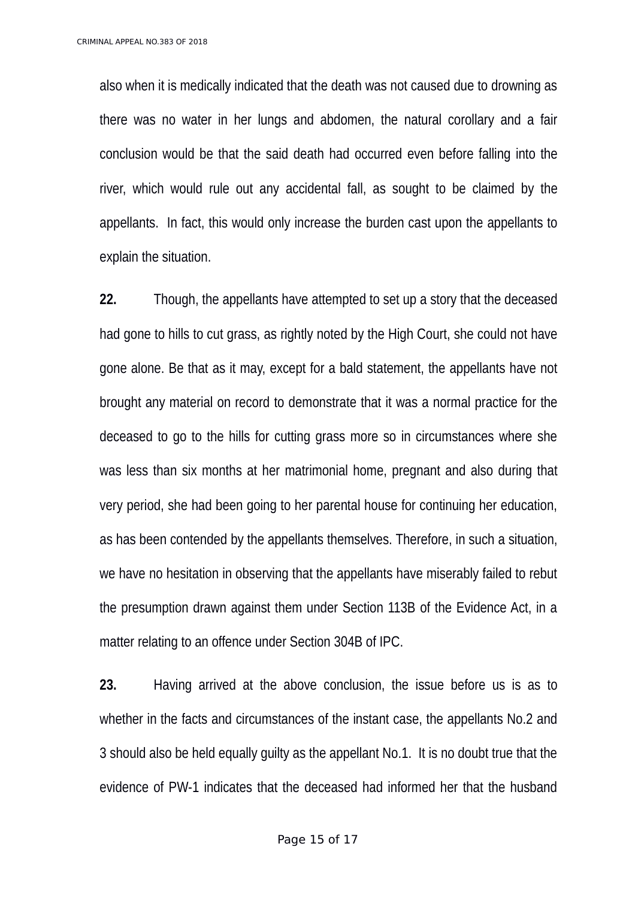also when it is medically indicated that the death was not caused due to drowning as there was no water in her lungs and abdomen, the natural corollary and a fair conclusion would be that the said death had occurred even before falling into the river, which would rule out any accidental fall, as sought to be claimed by the appellants. In fact, this would only increase the burden cast upon the appellants to explain the situation.

**22.** Though, the appellants have attempted to set up a story that the deceased had gone to hills to cut grass, as rightly noted by the High Court, she could not have gone alone. Be that as it may, except for a bald statement, the appellants have not brought any material on record to demonstrate that it was a normal practice for the deceased to go to the hills for cutting grass more so in circumstances where she was less than six months at her matrimonial home, pregnant and also during that very period, she had been going to her parental house for continuing her education, as has been contended by the appellants themselves. Therefore, in such a situation, we have no hesitation in observing that the appellants have miserably failed to rebut the presumption drawn against them under Section 113B of the Evidence Act, in a matter relating to an offence under Section 304B of IPC.

**23.** Having arrived at the above conclusion, the issue before us is as to whether in the facts and circumstances of the instant case, the appellants No.2 and 3 should also be held equally guilty as the appellant No.1. It is no doubt true that the evidence of PW-1 indicates that the deceased had informed her that the husband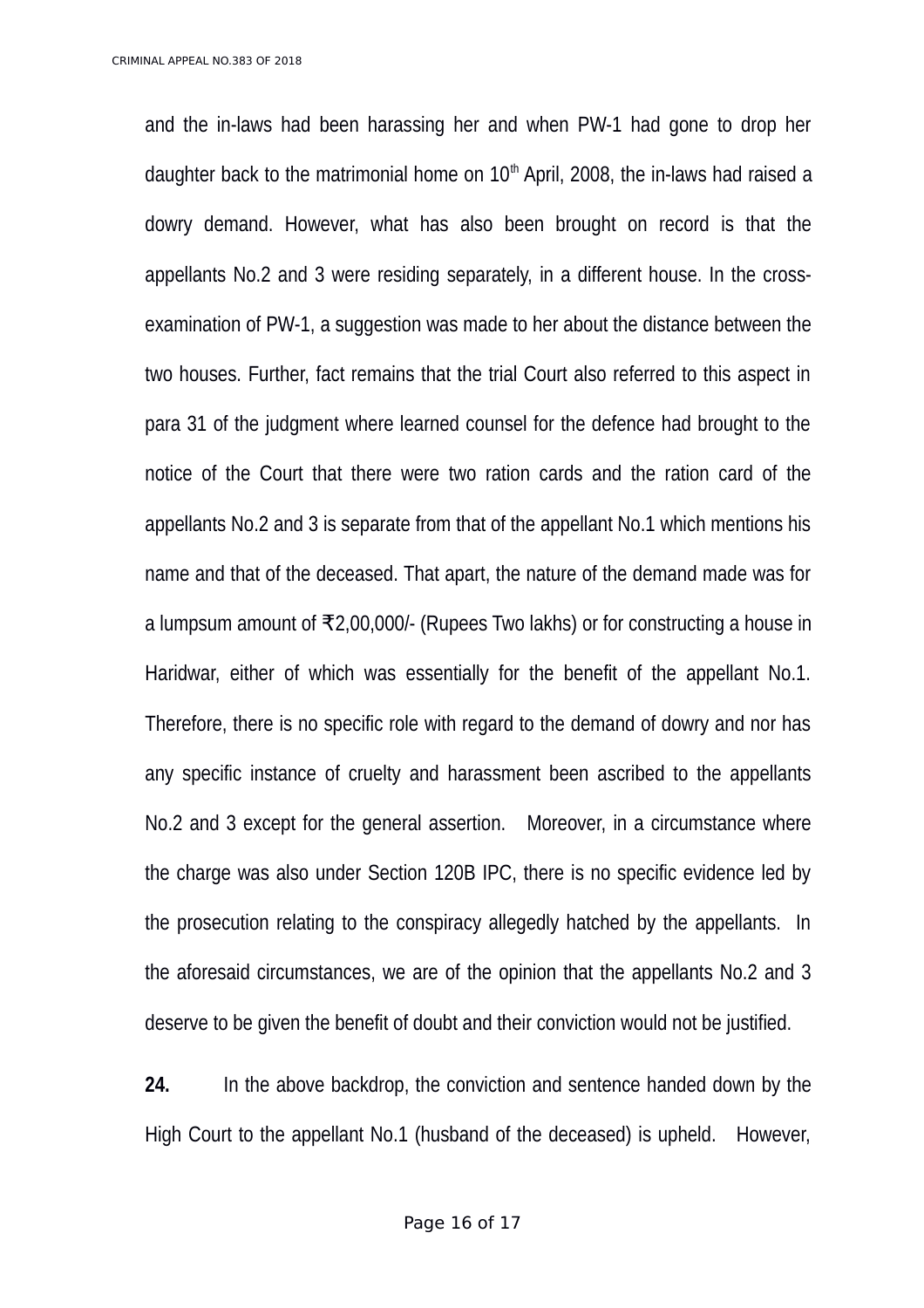and the in-laws had been harassing her and when PW-1 had gone to drop her daughter back to the matrimonial home on 10th April, 2008, the in-laws had raised a dowry demand. However, what has also been brought on record is that the appellants No.2 and 3 were residing separately, in a different house. In the cross-examination of PW-1, a suggestion was made to her about the distance between the two houses. Further, fact remains that the trial Court also referred to this aspect in para 31 of the judgment where learned counsel for the defence had brought to the notice of the Court that there were two ration cards and the ration card of the appellants No.2 and 3 is separate from that of the appellant No.1 which mentions his name and that of the deceased. That apart, the nature of the demand made was for a lumpsum amount of ₹2,00,000/- (Rupees Two lakhs) or for constructing a house in Haridwar, either of which was essentially for the benefit of the appellant No.1. Therefore, there is no specific role with regard to the demand of dowry and nor has any specific instance of cruelty and harassment been ascribed to the appellants No.2 and 3 except for the general assertion. Moreover, in a circumstance where the charge was also under Section 120B IPC, there is no specific evidence led by the prosecution relating to the conspiracy allegedly hatched by the appellants. In the aforesaid circumstances, we are of the opinion that the appellants No.2 and 3 deserve to be given the benefit of doubt and their conviction would not be justified.

**24.** In the above backdrop, the conviction and sentence handed down by the High Court to the appellant No.1 (husband of the deceased) is upheld. However,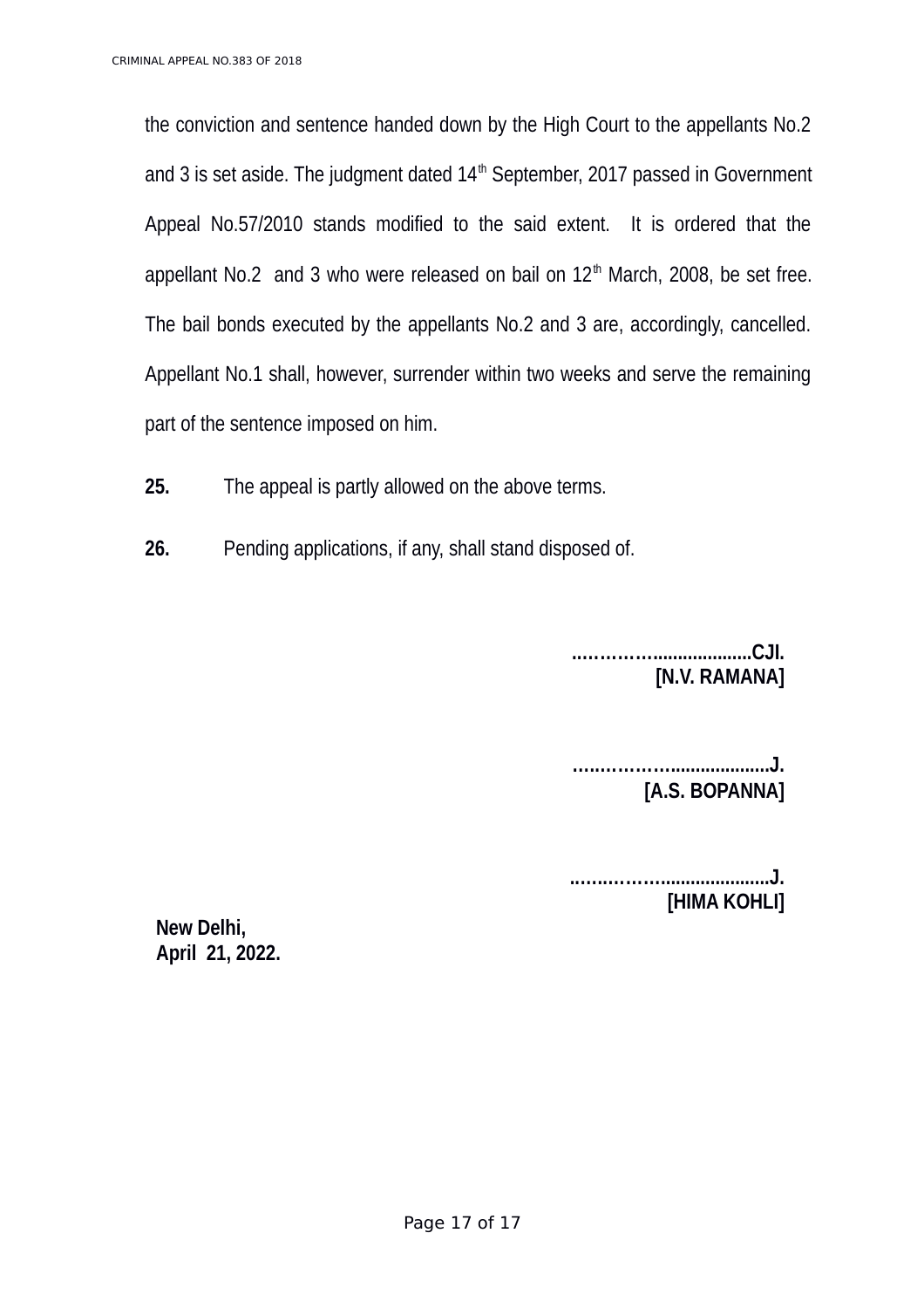the conviction and sentence handed down by the High Court to the appellants No.2 and 3 is set aside. The judgment dated 14th September, 2017 passed in Government Appeal No.57/2010 stands modified to the said extent. It is ordered that the appellant No.2 and 3 who were released on bail on 12th March, 2008, be set free. The bail bonds executed by the appellants No.2 and 3 are, accordingly, cancelled. Appellant No.1 shall, however, surrender within two weeks and serve the remaining part of the sentence imposed on him.

**25.** The appeal is partly allowed on the above terms.

**26.** Pending applications, if any, shall stand disposed of.

**..……………..................CJI.**
**[N.V. RAMANA]**

**…..……………..................J.**
**[A.S. BOPANNA]**

**..…..…………....................J.**
**[HIMA KOHLI]**

**New Delhi,**
**April 21, 2022.**